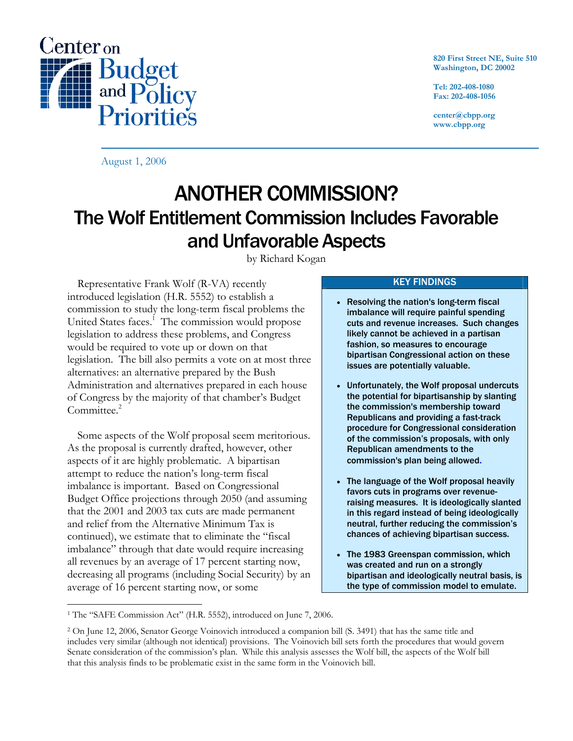Center on Budget and Policy Priorities

820 First Street NE, Suite 510
Washington, DC 20002

Tel: 202-408-1080
Fax: 202-408-1056

center@cbpp.org
www.cbpp.org

August 1, 2006

# ANOTHER COMMISSION?
## The Wolf Entitlement Commission Includes Favorable and Unfavorable Aspects

by Richard Kogan

Representative Frank Wolf (R-VA) recently introduced legislation (H.R. 5552) to establish a commission to study the long-term fiscal problems the United States faces.[1] The commission would propose legislation to address these problems, and Congress would be required to vote up or down on that legislation. The bill also permits a vote on at most three alternatives: an alternative prepared by the Bush Administration and alternatives prepared in each house of Congress by the majority of that chamber's Budget Committee.[2]

Some aspects of the Wolf proposal seem meritorious. As the proposal is currently drafted, however, other aspects of it are highly problematic. A bipartisan attempt to reduce the nation's long-term fiscal imbalance is important. Based on Congressional Budget Office projections through 2050 (and assuming that the 2001 and 2003 tax cuts are made permanent and relief from the Alternative Minimum Tax is continued), we estimate that to eliminate the "fiscal imbalance" through that date would require increasing all revenues by an average of 17 percent starting now, decreasing all programs (including Social Security) by an average of 16 percent starting now, or some

**KEY FINDINGS**

- **Resolving the nation's long-term fiscal imbalance will require painful spending cuts and revenue increases. Such changes likely cannot be achieved in a partisan fashion, so measures to encourage bipartisan Congressional action on these issues are potentially valuable.**
- **Unfortunately, the Wolf proposal undercuts the potential for bipartisanship by slanting the commission's membership toward Republicans and providing a fast-track procedure for Congressional consideration of the commission's proposals, with only Republican amendments to the commission's plan being allowed.**
- **The language of the Wolf proposal heavily favors cuts in programs over revenue-raising measures. It is ideologically slanted in this regard instead of being ideologically neutral, further reducing the commission's chances of achieving bipartisan success.**
- **The 1983 Greenspan commission, which was created and run on a strongly bipartisan and ideologically neutral basis, is the type of commission model to emulate.**

---

[1] The "SAFE Commission Act" (H.R. 5552), introduced on June 7, 2006.

[2] On June 12, 2006, Senator George Voinovich introduced a companion bill (S. 3491) that has the same title and includes very similar (although not identical) provisions. The Voinovich bill sets forth the procedures that would govern Senate consideration of the commission's plan. While this analysis assesses the Wolf bill, the aspects of the Wolf bill that this analysis finds to be problematic exist in the same form in the Voinovich bill.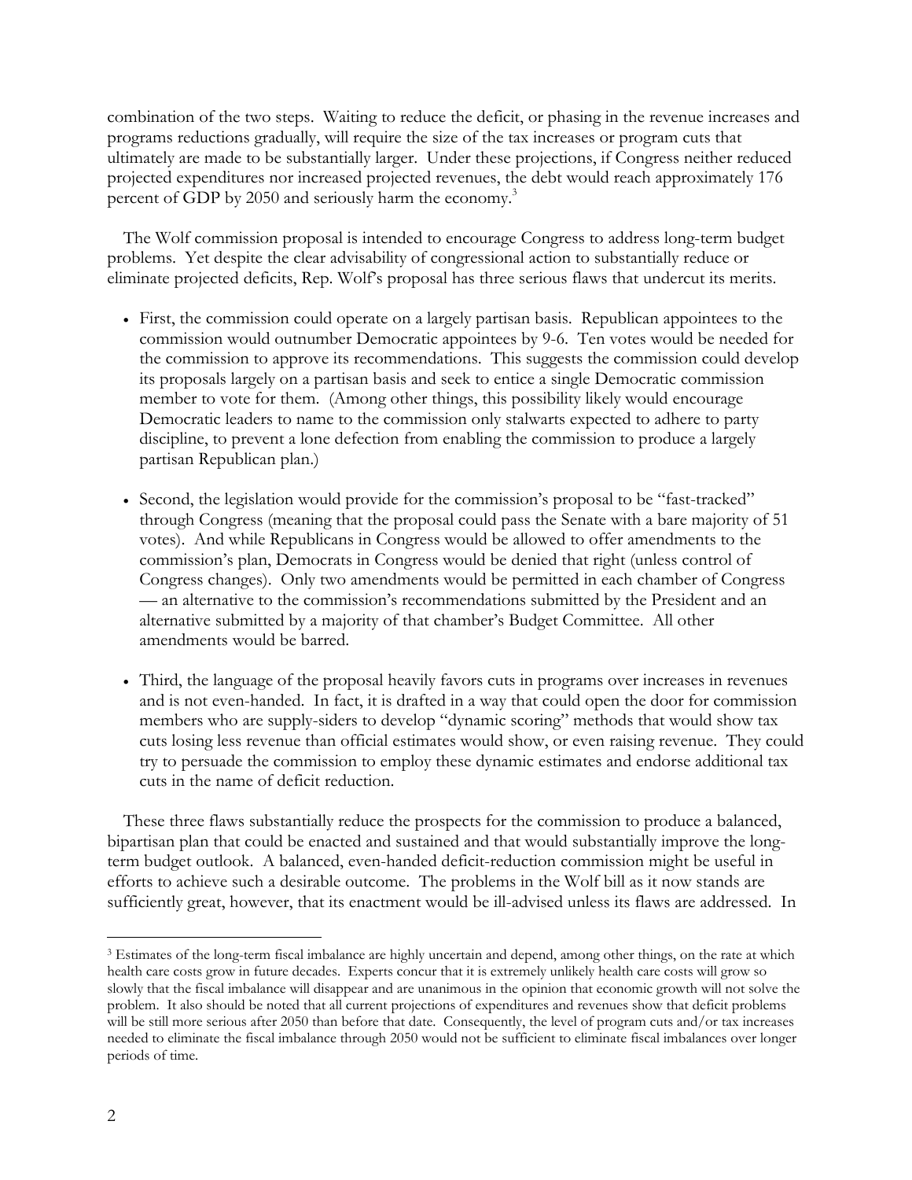combination of the two steps. Waiting to reduce the deficit, or phasing in the revenue increases and programs reductions gradually, will require the size of the tax increases or program cuts that ultimately are made to be substantially larger. Under these projections, if Congress neither reduced projected expenditures nor increased projected revenues, the debt would reach approximately 176 percent of GDP by 2050 and seriously harm the economy.[3]

The Wolf commission proposal is intended to encourage Congress to address long-term budget problems. Yet despite the clear advisability of congressional action to substantially reduce or eliminate projected deficits, Rep. Wolf's proposal has three serious flaws that undercut its merits.

- First, the commission could operate on a largely partisan basis. Republican appointees to the commission would outnumber Democratic appointees by 9-6. Ten votes would be needed for the commission to approve its recommendations. This suggests the commission could develop its proposals largely on a partisan basis and seek to entice a single Democratic commission member to vote for them. (Among other things, this possibility likely would encourage Democratic leaders to name to the commission only stalwarts expected to adhere to party discipline, to prevent a lone defection from enabling the commission to produce a largely partisan Republican plan.)

- Second, the legislation would provide for the commission's proposal to be "fast-tracked" through Congress (meaning that the proposal could pass the Senate with a bare majority of 51 votes). And while Republicans in Congress would be allowed to offer amendments to the commission's plan, Democrats in Congress would be denied that right (unless control of Congress changes). Only two amendments would be permitted in each chamber of Congress — an alternative to the commission's recommendations submitted by the President and an alternative submitted by a majority of that chamber's Budget Committee. All other amendments would be barred.

- Third, the language of the proposal heavily favors cuts in programs over increases in revenues and is not even-handed. In fact, it is drafted in a way that could open the door for commission members who are supply-siders to develop "dynamic scoring" methods that would show tax cuts losing less revenue than official estimates would show, or even raising revenue. They could try to persuade the commission to employ these dynamic estimates and endorse additional tax cuts in the name of deficit reduction.

These three flaws substantially reduce the prospects for the commission to produce a balanced, bipartisan plan that could be enacted and sustained and that would substantially improve the long-term budget outlook. A balanced, even-handed deficit-reduction commission might be useful in efforts to achieve such a desirable outcome. The problems in the Wolf bill as it now stands are sufficiently great, however, that its enactment would be ill-advised unless its flaws are addressed. In

[3] Estimates of the long-term fiscal imbalance are highly uncertain and depend, among other things, on the rate at which health care costs grow in future decades. Experts concur that it is extremely unlikely health care costs will grow so slowly that the fiscal imbalance will disappear and are unanimous in the opinion that economic growth will not solve the problem. It also should be noted that all current projections of expenditures and revenues show that deficit problems will be still more serious after 2050 than before that date. Consequently, the level of program cuts and/or tax increases needed to eliminate the fiscal imbalance through 2050 would not be sufficient to eliminate fiscal imbalances over longer periods of time.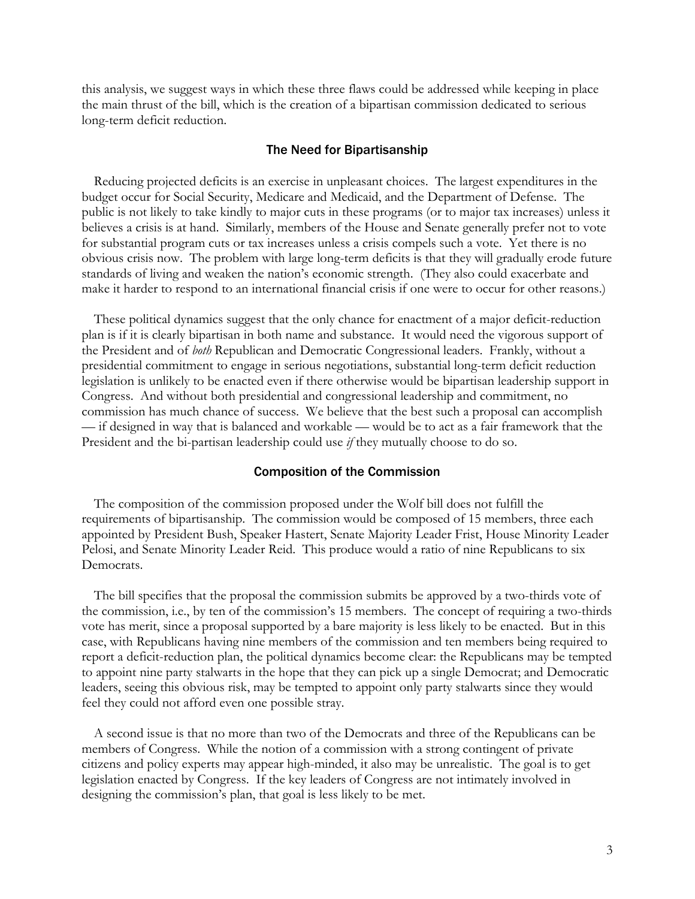this analysis, we suggest ways in which these three flaws could be addressed while keeping in place the main thrust of the bill, which is the creation of a bipartisan commission dedicated to serious long-term deficit reduction.

## The Need for Bipartisanship

Reducing projected deficits is an exercise in unpleasant choices. The largest expenditures in the budget occur for Social Security, Medicare and Medicaid, and the Department of Defense. The public is not likely to take kindly to major cuts in these programs (or to major tax increases) unless it believes a crisis is at hand. Similarly, members of the House and Senate generally prefer not to vote for substantial program cuts or tax increases unless a crisis compels such a vote. Yet there is no obvious crisis now. The problem with large long-term deficits is that they will gradually erode future standards of living and weaken the nation's economic strength. (They also could exacerbate and make it harder to respond to an international financial crisis if one were to occur for other reasons.)

These political dynamics suggest that the only chance for enactment of a major deficit-reduction plan is if it is clearly bipartisan in both name and substance. It would need the vigorous support of the President and of *both* Republican and Democratic Congressional leaders. Frankly, without a presidential commitment to engage in serious negotiations, substantial long-term deficit reduction legislation is unlikely to be enacted even if there otherwise would be bipartisan leadership support in Congress. And without both presidential and congressional leadership and commitment, no commission has much chance of success. We believe that the best such a proposal can accomplish — if designed in way that is balanced and workable — would be to act as a fair framework that the President and the bi-partisan leadership could use *if* they mutually choose to do so.

## Composition of the Commission

The composition of the commission proposed under the Wolf bill does not fulfill the requirements of bipartisanship. The commission would be composed of 15 members, three each appointed by President Bush, Speaker Hastert, Senate Majority Leader Frist, House Minority Leader Pelosi, and Senate Minority Leader Reid. This produce would a ratio of nine Republicans to six Democrats.

The bill specifies that the proposal the commission submits be approved by a two-thirds vote of the commission, i.e., by ten of the commission's 15 members. The concept of requiring a two-thirds vote has merit, since a proposal supported by a bare majority is less likely to be enacted. But in this case, with Republicans having nine members of the commission and ten members being required to report a deficit-reduction plan, the political dynamics become clear: the Republicans may be tempted to appoint nine party stalwarts in the hope that they can pick up a single Democrat; and Democratic leaders, seeing this obvious risk, may be tempted to appoint only party stalwarts since they would feel they could not afford even one possible stray.

A second issue is that no more than two of the Democrats and three of the Republicans can be members of Congress. While the notion of a commission with a strong contingent of private citizens and policy experts may appear high-minded, it also may be unrealistic. The goal is to get legislation enacted by Congress. If the key leaders of Congress are not intimately involved in designing the commission's plan, that goal is less likely to be met.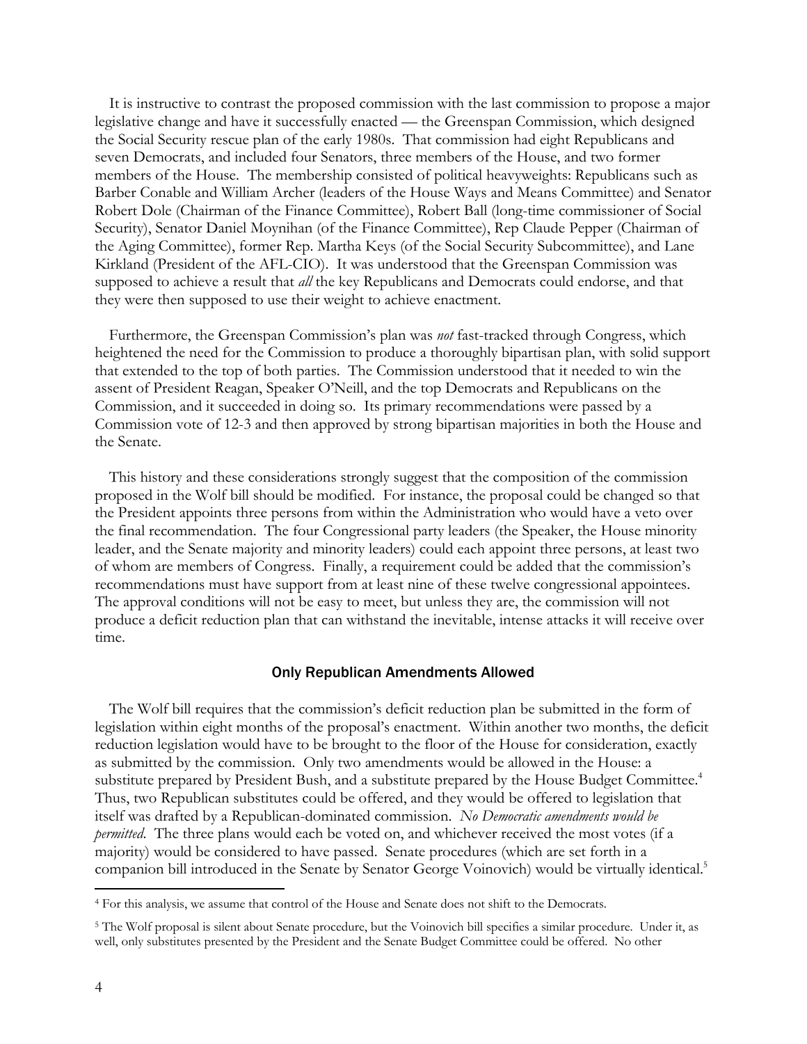It is instructive to contrast the proposed commission with the last commission to propose a major legislative change and have it successfully enacted — the Greenspan Commission, which designed the Social Security rescue plan of the early 1980s. That commission had eight Republicans and seven Democrats, and included four Senators, three members of the House, and two former members of the House. The membership consisted of political heavyweights: Republicans such as Barber Conable and William Archer (leaders of the House Ways and Means Committee) and Senator Robert Dole (Chairman of the Finance Committee), Robert Ball (long-time commissioner of Social Security), Senator Daniel Moynihan (of the Finance Committee), Rep Claude Pepper (Chairman of the Aging Committee), former Rep. Martha Keys (of the Social Security Subcommittee), and Lane Kirkland (President of the AFL-CIO). It was understood that the Greenspan Commission was supposed to achieve a result that *all* the key Republicans and Democrats could endorse, and that they were then supposed to use their weight to achieve enactment.

Furthermore, the Greenspan Commission's plan was *not* fast-tracked through Congress, which heightened the need for the Commission to produce a thoroughly bipartisan plan, with solid support that extended to the top of both parties. The Commission understood that it needed to win the assent of President Reagan, Speaker O'Neill, and the top Democrats and Republicans on the Commission, and it succeeded in doing so. Its primary recommendations were passed by a Commission vote of 12-3 and then approved by strong bipartisan majorities in both the House and the Senate.

This history and these considerations strongly suggest that the composition of the commission proposed in the Wolf bill should be modified. For instance, the proposal could be changed so that the President appoints three persons from within the Administration who would have a veto over the final recommendation. The four Congressional party leaders (the Speaker, the House minority leader, and the Senate majority and minority leaders) could each appoint three persons, at least two of whom are members of Congress. Finally, a requirement could be added that the commission's recommendations must have support from at least nine of these twelve congressional appointees. The approval conditions will not be easy to meet, but unless they are, the commission will not produce a deficit reduction plan that can withstand the inevitable, intense attacks it will receive over time.

### Only Republican Amendments Allowed

The Wolf bill requires that the commission's deficit reduction plan be submitted in the form of legislation within eight months of the proposal's enactment. Within another two months, the deficit reduction legislation would have to be brought to the floor of the House for consideration, exactly as submitted by the commission. Only two amendments would be allowed in the House: a substitute prepared by President Bush, and a substitute prepared by the House Budget Committee.[4] Thus, two Republican substitutes could be offered, and they would be offered to legislation that itself was drafted by a Republican-dominated commission. *No Democratic amendments would be permitted*. The three plans would each be voted on, and whichever received the most votes (if a majority) would be considered to have passed. Senate procedures (which are set forth in a companion bill introduced in the Senate by Senator George Voinovich) would be virtually identical.[5]

---

[4] For this analysis, we assume that control of the House and Senate does not shift to the Democrats.

[5] The Wolf proposal is silent about Senate procedure, but the Voinovich bill specifies a similar procedure. Under it, as well, only substitutes presented by the President and the Senate Budget Committee could be offered. No other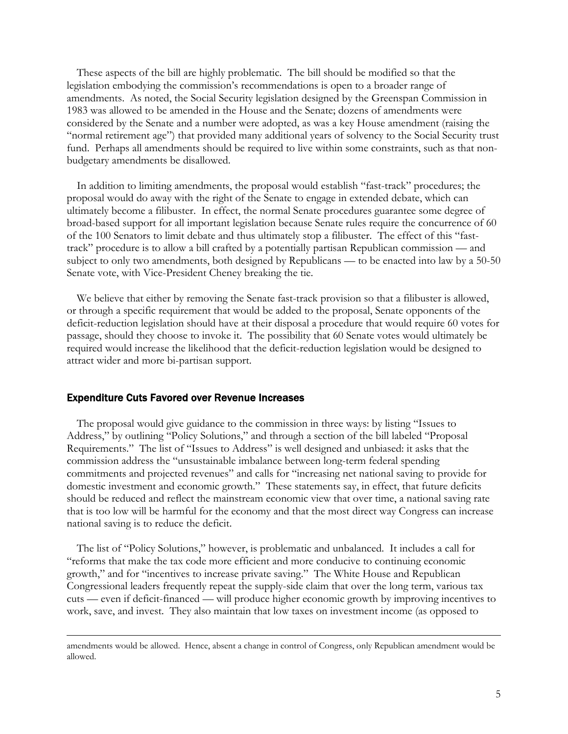These aspects of the bill are highly problematic. The bill should be modified so that the legislation embodying the commission's recommendations is open to a broader range of amendments. As noted, the Social Security legislation designed by the Greenspan Commission in 1983 was allowed to be amended in the House and the Senate; dozens of amendments were considered by the Senate and a number were adopted, as was a key House amendment (raising the "normal retirement age") that provided many additional years of solvency to the Social Security trust fund. Perhaps all amendments should be required to live within some constraints, such as that non-budgetary amendments be disallowed.

In addition to limiting amendments, the proposal would establish "fast-track" procedures; the proposal would do away with the right of the Senate to engage in extended debate, which can ultimately become a filibuster. In effect, the normal Senate procedures guarantee some degree of broad-based support for all important legislation because Senate rules require the concurrence of 60 of the 100 Senators to limit debate and thus ultimately stop a filibuster. The effect of this "fast-track" procedure is to allow a bill crafted by a potentially partisan Republican commission — and subject to only two amendments, both designed by Republicans — to be enacted into law by a 50-50 Senate vote, with Vice-President Cheney breaking the tie.

We believe that either by removing the Senate fast-track provision so that a filibuster is allowed, or through a specific requirement that would be added to the proposal, Senate opponents of the deficit-reduction legislation should have at their disposal a procedure that would require 60 votes for passage, should they choose to invoke it. The possibility that 60 Senate votes would ultimately be required would increase the likelihood that the deficit-reduction legislation would be designed to attract wider and more bi-partisan support.

### Expenditure Cuts Favored over Revenue Increases

The proposal would give guidance to the commission in three ways: by listing "Issues to Address," by outlining "Policy Solutions," and through a section of the bill labeled "Proposal Requirements." The list of "Issues to Address" is well designed and unbiased: it asks that the commission address the "unsustainable imbalance between long-term federal spending commitments and projected revenues" and calls for "increasing net national saving to provide for domestic investment and economic growth." These statements say, in effect, that future deficits should be reduced and reflect the mainstream economic view that over time, a national saving rate that is too low will be harmful for the economy and that the most direct way Congress can increase national saving is to reduce the deficit.

The list of "Policy Solutions," however, is problematic and unbalanced. It includes a call for "reforms that make the tax code more efficient and more conducive to continuing economic growth," and for "incentives to increase private saving." The White House and Republican Congressional leaders frequently repeat the supply-side claim that over the long term, various tax cuts — even if deficit-financed — will produce higher economic growth by improving incentives to work, save, and invest. They also maintain that low taxes on investment income (as opposed to

---

amendments would be allowed. Hence, absent a change in control of Congress, only Republican amendment would be allowed.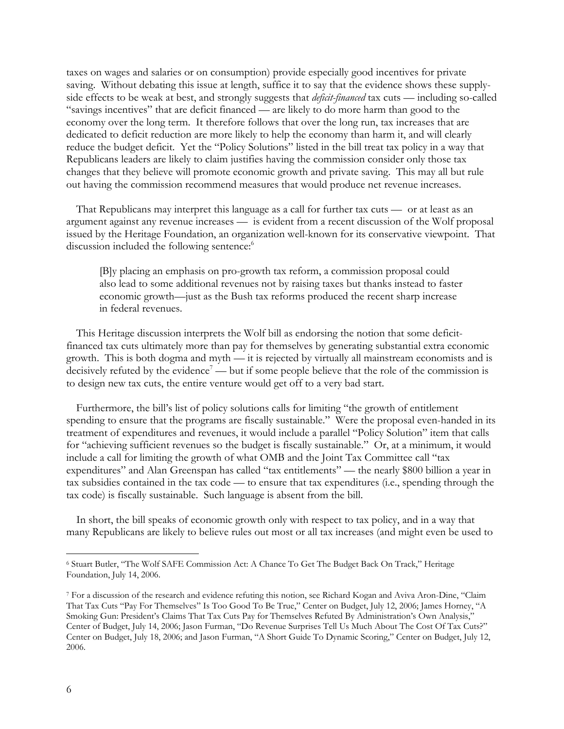taxes on wages and salaries or on consumption) provide especially good incentives for private saving. Without debating this issue at length, suffice it to say that the evidence shows these supply-side effects to be weak at best, and strongly suggests that *deficit-financed* tax cuts — including so-called "savings incentives" that are deficit financed — are likely to do more harm than good to the economy over the long term. It therefore follows that over the long run, tax increases that are dedicated to deficit reduction are more likely to help the economy than harm it, and will clearly reduce the budget deficit. Yet the "Policy Solutions" listed in the bill treat tax policy in a way that Republicans leaders are likely to claim justifies having the commission consider only those tax changes that they believe will promote economic growth and private saving. This may all but rule out having the commission recommend measures that would produce net revenue increases.

That Republicans may interpret this language as a call for further tax cuts — or at least as an argument against any revenue increases — is evident from a recent discussion of the Wolf proposal issued by the Heritage Foundation, an organization well-known for its conservative viewpoint. That discussion included the following sentence:[6]

> [B]y placing an emphasis on pro-growth tax reform, a commission proposal could also lead to some additional revenues not by raising taxes but thanks instead to faster economic growth—just as the Bush tax reforms produced the recent sharp increase in federal revenues.

This Heritage discussion interprets the Wolf bill as endorsing the notion that some deficit-financed tax cuts ultimately more than pay for themselves by generating substantial extra economic growth. This is both dogma and myth — it is rejected by virtually all mainstream economists and is decisively refuted by the evidence[7] — but if some people believe that the role of the commission is to design new tax cuts, the entire venture would get off to a very bad start.

Furthermore, the bill's list of policy solutions calls for limiting "the growth of entitlement spending to ensure that the programs are fiscally sustainable." Were the proposal even-handed in its treatment of expenditures and revenues, it would include a parallel "Policy Solution" item that calls for "achieving sufficient revenues so the budget is fiscally sustainable." Or, at a minimum, it would include a call for limiting the growth of what OMB and the Joint Tax Committee call "tax expenditures" and Alan Greenspan has called "tax entitlements" — the nearly \$800 billion a year in tax subsidies contained in the tax code — to ensure that tax expenditures (i.e., spending through the tax code) is fiscally sustainable. Such language is absent from the bill.

In short, the bill speaks of economic growth only with respect to tax policy, and in a way that many Republicans are likely to believe rules out most or all tax increases (and might even be used to

---

[6] Stuart Butler, "The Wolf SAFE Commission Act: A Chance To Get The Budget Back On Track," Heritage Foundation, July 14, 2006.

[7] For a discussion of the research and evidence refuting this notion, see Richard Kogan and Aviva Aron-Dine, "Claim That Tax Cuts "Pay For Themselves" Is Too Good To Be True," Center on Budget, July 12, 2006; James Horney, "A Smoking Gun: President's Claims That Tax Cuts Pay for Themselves Refuted By Administration's Own Analysis," Center of Budget, July 14, 2006; Jason Furman, "Do Revenue Surprises Tell Us Much About The Cost Of Tax Cuts?" Center on Budget, July 18, 2006; and Jason Furman, "A Short Guide To Dynamic Scoring," Center on Budget, July 12, 2006.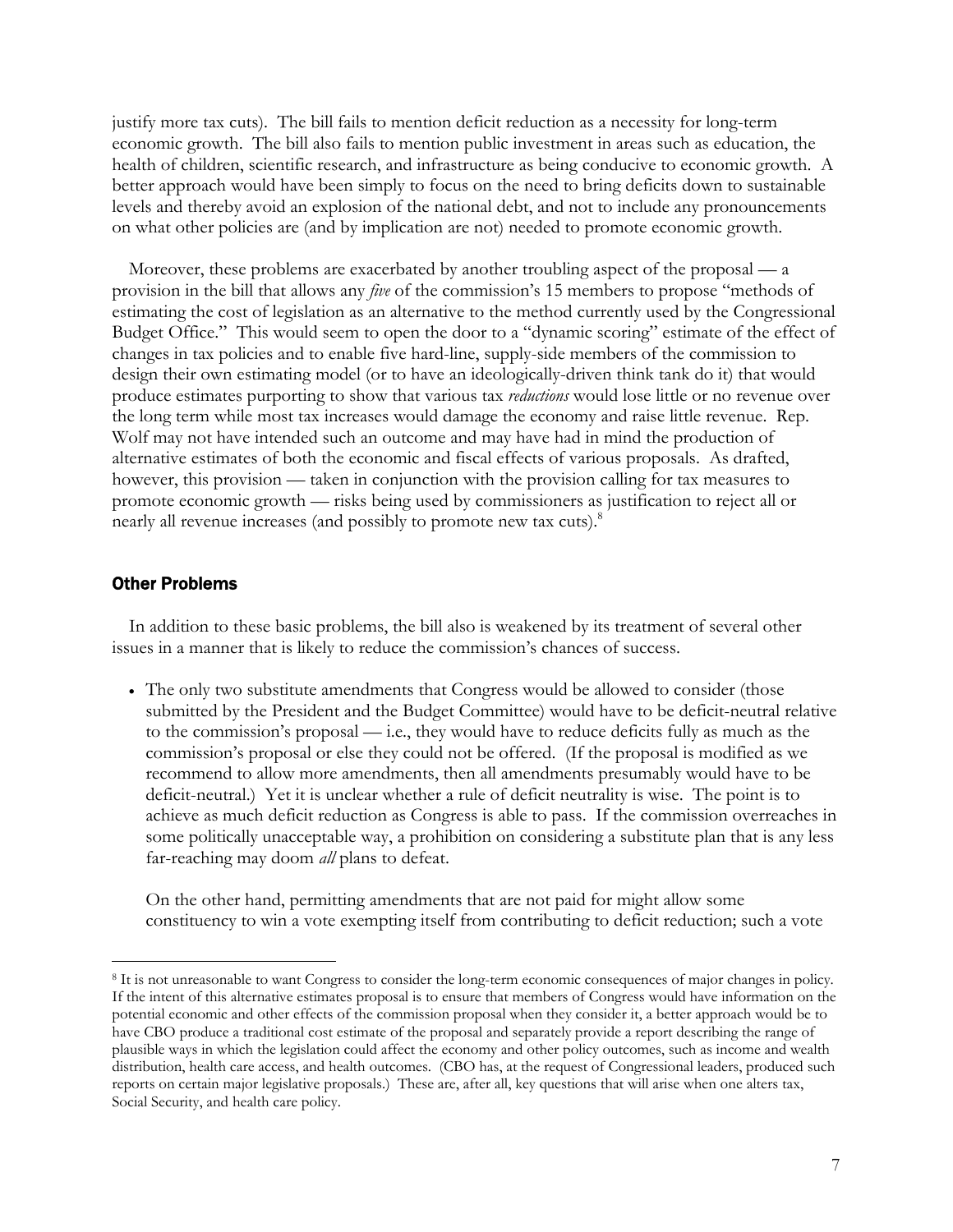justify more tax cuts). The bill fails to mention deficit reduction as a necessity for long-term economic growth. The bill also fails to mention public investment in areas such as education, the health of children, scientific research, and infrastructure as being conducive to economic growth. A better approach would have been simply to focus on the need to bring deficits down to sustainable levels and thereby avoid an explosion of the national debt, and not to include any pronouncements on what other policies are (and by implication are not) needed to promote economic growth.

Moreover, these problems are exacerbated by another troubling aspect of the proposal — a provision in the bill that allows any *five* of the commission's 15 members to propose "methods of estimating the cost of legislation as an alternative to the method currently used by the Congressional Budget Office." This would seem to open the door to a "dynamic scoring" estimate of the effect of changes in tax policies and to enable five hard-line, supply-side members of the commission to design their own estimating model (or to have an ideologically-driven think tank do it) that would produce estimates purporting to show that various tax *reductions* would lose little or no revenue over the long term while most tax increases would damage the economy and raise little revenue. Rep. Wolf may not have intended such an outcome and may have had in mind the production of alternative estimates of both the economic and fiscal effects of various proposals. As drafted, however, this provision — taken in conjunction with the provision calling for tax measures to promote economic growth — risks being used by commissioners as justification to reject all or nearly all revenue increases (and possibly to promote new tax cuts).[8]

### Other Problems

In addition to these basic problems, the bill also is weakened by its treatment of several other issues in a manner that is likely to reduce the commission's chances of success.

- The only two substitute amendments that Congress would be allowed to consider (those submitted by the President and the Budget Committee) would have to be deficit-neutral relative to the commission's proposal — i.e., they would have to reduce deficits fully as much as the commission's proposal or else they could not be offered. (If the proposal is modified as we recommend to allow more amendments, then all amendments presumably would have to be deficit-neutral.) Yet it is unclear whether a rule of deficit neutrality is wise. The point is to achieve as much deficit reduction as Congress is able to pass. If the commission overreaches in some politically unacceptable way, a prohibition on considering a substitute plan that is any less far-reaching may doom *all* plans to defeat.

  On the other hand, permitting amendments that are not paid for might allow some constituency to win a vote exempting itself from contributing to deficit reduction; such a vote

[8] It is not unreasonable to want Congress to consider the long-term economic consequences of major changes in policy. If the intent of this alternative estimates proposal is to ensure that members of Congress would have information on the potential economic and other effects of the commission proposal when they consider it, a better approach would be to have CBO produce a traditional cost estimate of the proposal and separately provide a report describing the range of plausible ways in which the legislation could affect the economy and other policy outcomes, such as income and wealth distribution, health care access, and health outcomes. (CBO has, at the request of Congressional leaders, produced such reports on certain major legislative proposals.) These are, after all, key questions that will arise when one alters tax, Social Security, and health care policy.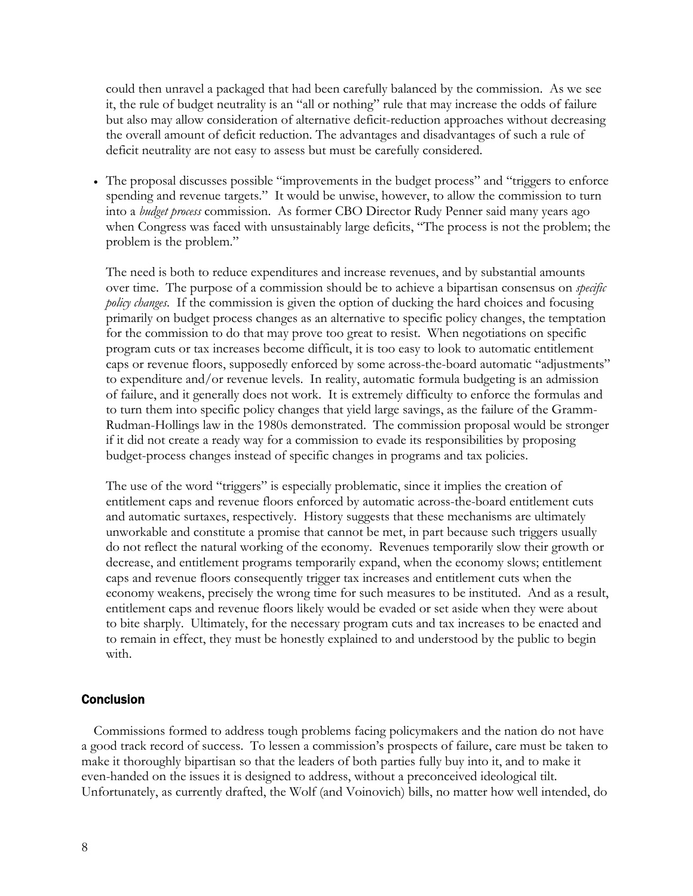could then unravel a packaged that had been carefully balanced by the commission. As we see it, the rule of budget neutrality is an "all or nothing" rule that may increase the odds of failure but also may allow consideration of alternative deficit-reduction approaches without decreasing the overall amount of deficit reduction. The advantages and disadvantages of such a rule of deficit neutrality are not easy to assess but must be carefully considered.

- The proposal discusses possible "improvements in the budget process" and "triggers to enforce spending and revenue targets." It would be unwise, however, to allow the commission to turn into a *budget process* commission. As former CBO Director Rudy Penner said many years ago when Congress was faced with unsustainably large deficits, "The process is not the problem; the problem is the problem."

  The need is both to reduce expenditures and increase revenues, and by substantial amounts over time. The purpose of a commission should be to achieve a bipartisan consensus on *specific policy changes*. If the commission is given the option of ducking the hard choices and focusing primarily on budget process changes as an alternative to specific policy changes, the temptation for the commission to do that may prove too great to resist. When negotiations on specific program cuts or tax increases become difficult, it is too easy to look to automatic entitlement caps or revenue floors, supposedly enforced by some across-the-board automatic "adjustments" to expenditure and/or revenue levels. In reality, automatic formula budgeting is an admission of failure, and it generally does not work. It is extremely difficulty to enforce the formulas and to turn them into specific policy changes that yield large savings, as the failure of the Gramm-Rudman-Hollings law in the 1980s demonstrated. The commission proposal would be stronger if it did not create a ready way for a commission to evade its responsibilities by proposing budget-process changes instead of specific changes in programs and tax policies.

  The use of the word "triggers" is especially problematic, since it implies the creation of entitlement caps and revenue floors enforced by automatic across-the-board entitlement cuts and automatic surtaxes, respectively. History suggests that these mechanisms are ultimately unworkable and constitute a promise that cannot be met, in part because such triggers usually do not reflect the natural working of the economy. Revenues temporarily slow their growth or decrease, and entitlement programs temporarily expand, when the economy slows; entitlement caps and revenue floors consequently trigger tax increases and entitlement cuts when the economy weakens, precisely the wrong time for such measures to be instituted. And as a result, entitlement caps and revenue floors likely would be evaded or set aside when they were about to bite sharply. Ultimately, for the necessary program cuts and tax increases to be enacted and to remain in effect, they must be honestly explained to and understood by the public to begin with.

## Conclusion

Commissions formed to address tough problems facing policymakers and the nation do not have a good track record of success. To lessen a commission's prospects of failure, care must be taken to make it thoroughly bipartisan so that the leaders of both parties fully buy into it, and to make it even-handed on the issues it is designed to address, without a preconceived ideological tilt. Unfortunately, as currently drafted, the Wolf (and Voinovich) bills, no matter how well intended, do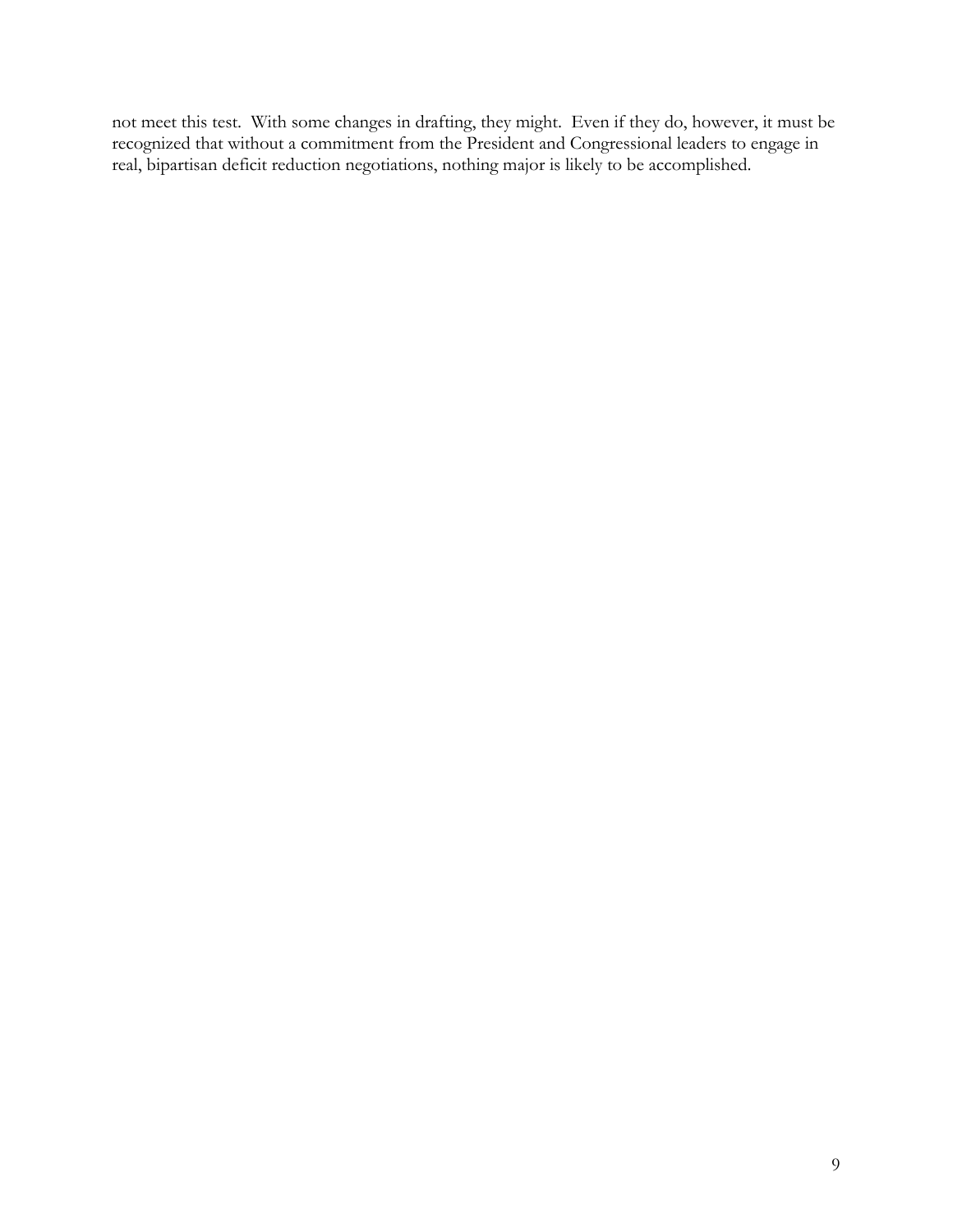not meet this test. With some changes in drafting, they might. Even if they do, however, it must be recognized that without a commitment from the President and Congressional leaders to engage in real, bipartisan deficit reduction negotiations, nothing major is likely to be accomplished.